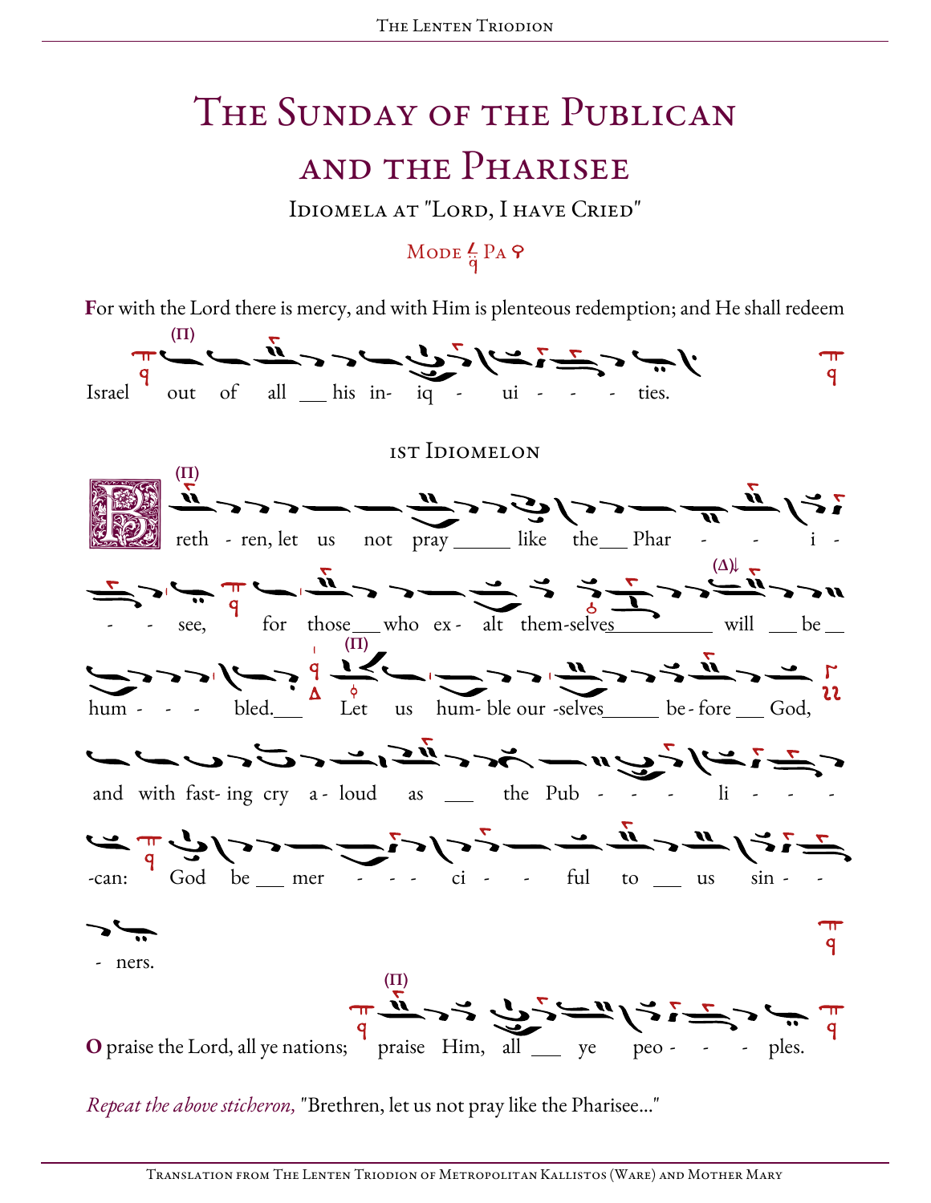# The Sunday of the Publican and the Pharisee

## Idiomela at "Lord, I have Cried"

Mode Pa

**F**or with the Lord there is mercy, and with Him is plenteous redemption; and He shall redeem Israel out of all his in- iq - ui - - - ties.

### 1st Idiomelon

**B**reth - ren, let us not pray like the Phar - - i - - - see, for those who ex - alt them-selves will be hum - - - bled. Let us hum- ble our -selves be - fore God, and with fast- ing cry a - loud as the Pub - - - li - - - -can: God be mer - - - ci - - ful to us sin - - - ners.

**O** praise the Lord, all ye nations; praise Him, all ye peo - - - ples.

*Repeat the above sticheron,* "Brethren, let us not pray like the Pharisee..."

Translation from The Lenten Triodion of Metropolitan Kallistos (Ware) and Mother Mary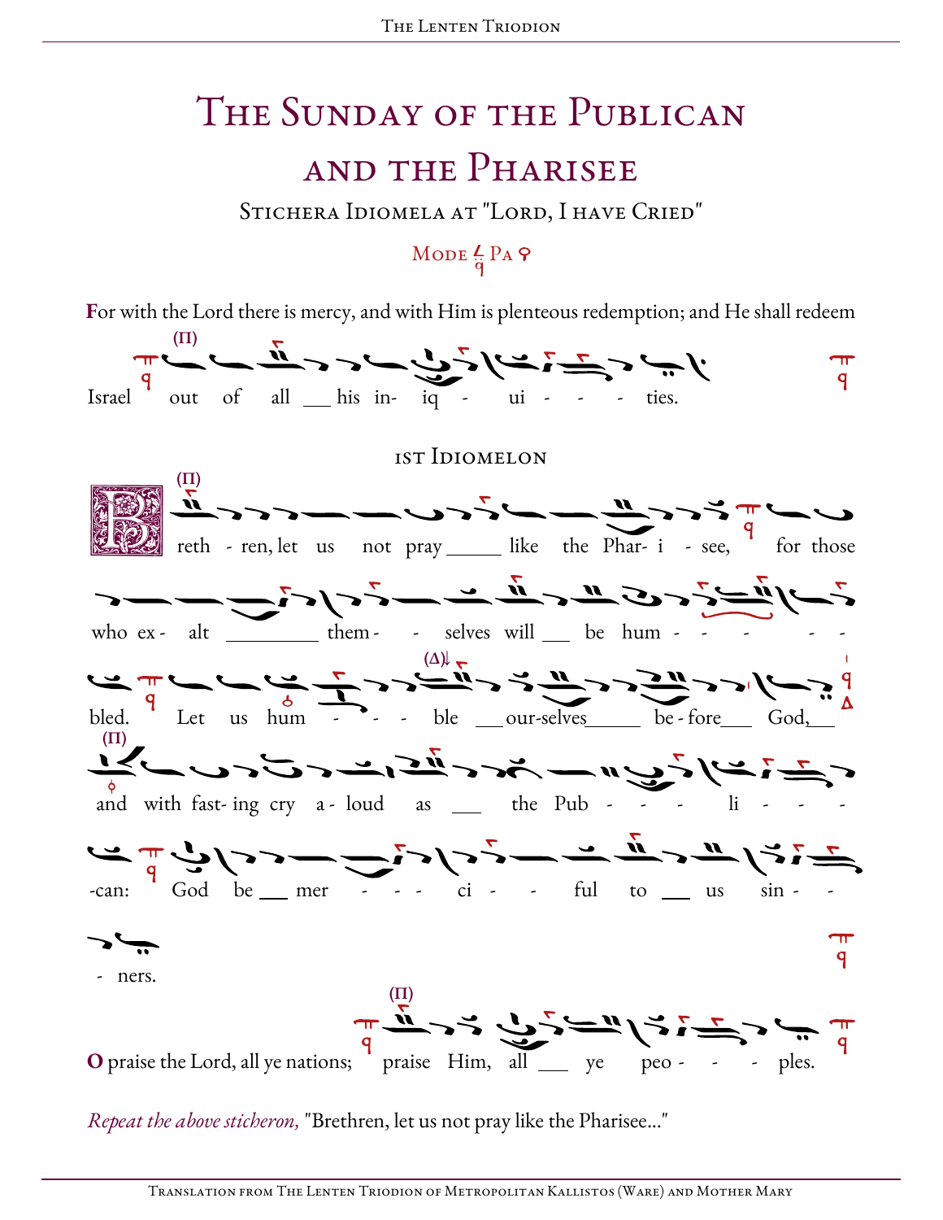# The Sunday of the Publican and the Pharisee

## Stichera Idiomela at "Lord, I have Cried"

Mode Pa

**F**or with the Lord there is mercy, and with Him is plenteous redemption; and He shall redeem

(Π)

Israel out of all ___ his in- iq - ui - - - ties.

### 1st Idiomelon

(Π)

**B**reth - ren, let us not pray _____ like the Phar- i - see, for those who ex - alt _________ them - - selves will ___ be hum - - - - - bled. Let us hum - - - ble ___ our-selves______ be - fore___ God,___ (Δ)

(Π)

and with fast- ing cry a - loud as ___ the Pub - - - li - - - -can: God be ___ mer - - - ci - - ful to ___ us sin - - - ners.

(Π)

**O** praise the Lord, all ye nations; praise Him, all ___ ye peo - - - ples.

*Repeat the above sticheron,* "Brethren, let us not pray like the Pharisee..."

Translation from The Lenten Triodion of Metropolitan Kallistos (Ware) and Mother Mary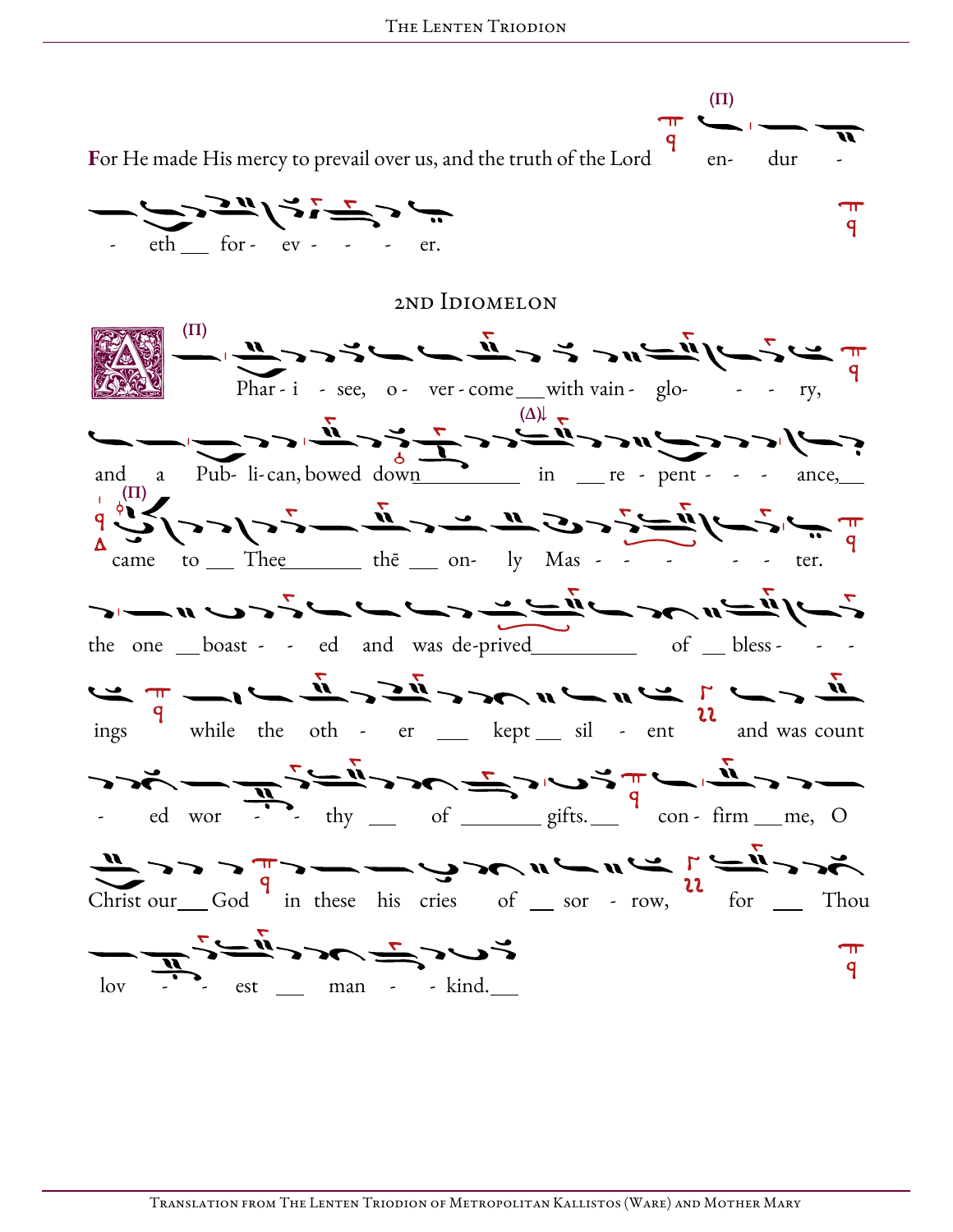For He made His mercy to prevail over us, and the truth of the Lord en- dur - - eth for - ev - - - er.

## 2nd Idiomelon

A Phar - i - see, o - ver - come with vain - glo- - - ry, and a Pub- li- can, bowed down in re - pent - - - ance, came to Thee thē on- ly Mas - - - - - - ter. the one boast - - ed and was de-prived of bless - - - ings while the oth - er kept sil - ent and was count - ed wor - - thy of gifts. con - firm me, O Christ our God in these his cries of sor - row, for Thou lov - - est man - - kind.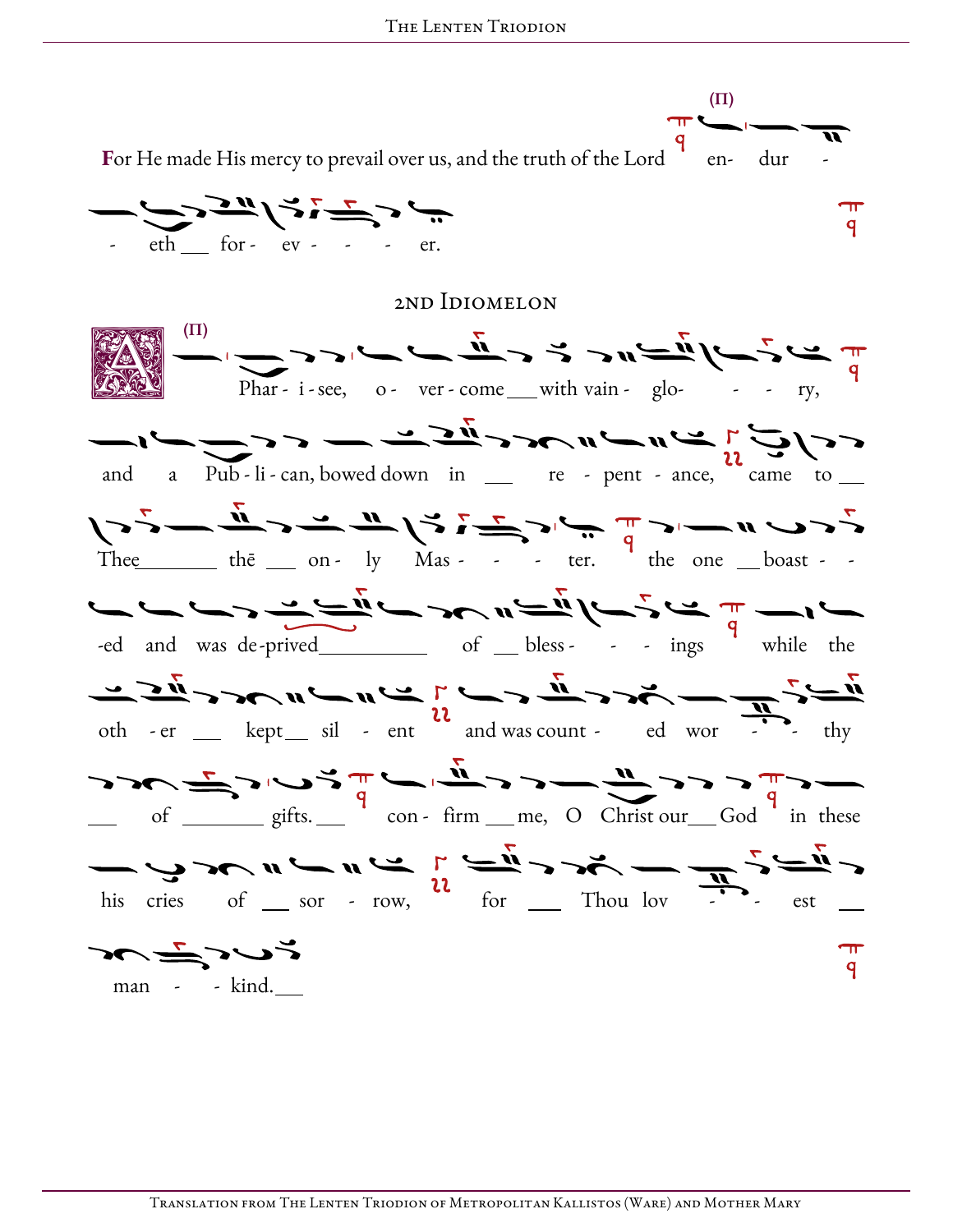**F**or He made His mercy to prevail over us, and the truth of the Lord (Π) en- dur - - eth ___ for - ev - - - er.

## 2nd Idiomelon

(Π) **A** Phar - i - see, o - ver - come ___ with vain - glo- - - ry, and a Pub - li - can, bowed down in ___ re - pent - ance, came to ___ Thee ______ thē ___ on - ly Mas - - - ter. the one ___ boast - - -ed and was de - prived _________ of ___ bless - - - ings while the oth - er ___ kept ___ sil - ent and was count - ed wor - - thy ___ of _______ gifts. ___ con - firm ___ me, O Christ our ___ God in these his cries of ___ sor - row, for ___ Thou lov - - est ___ man - - kind. ___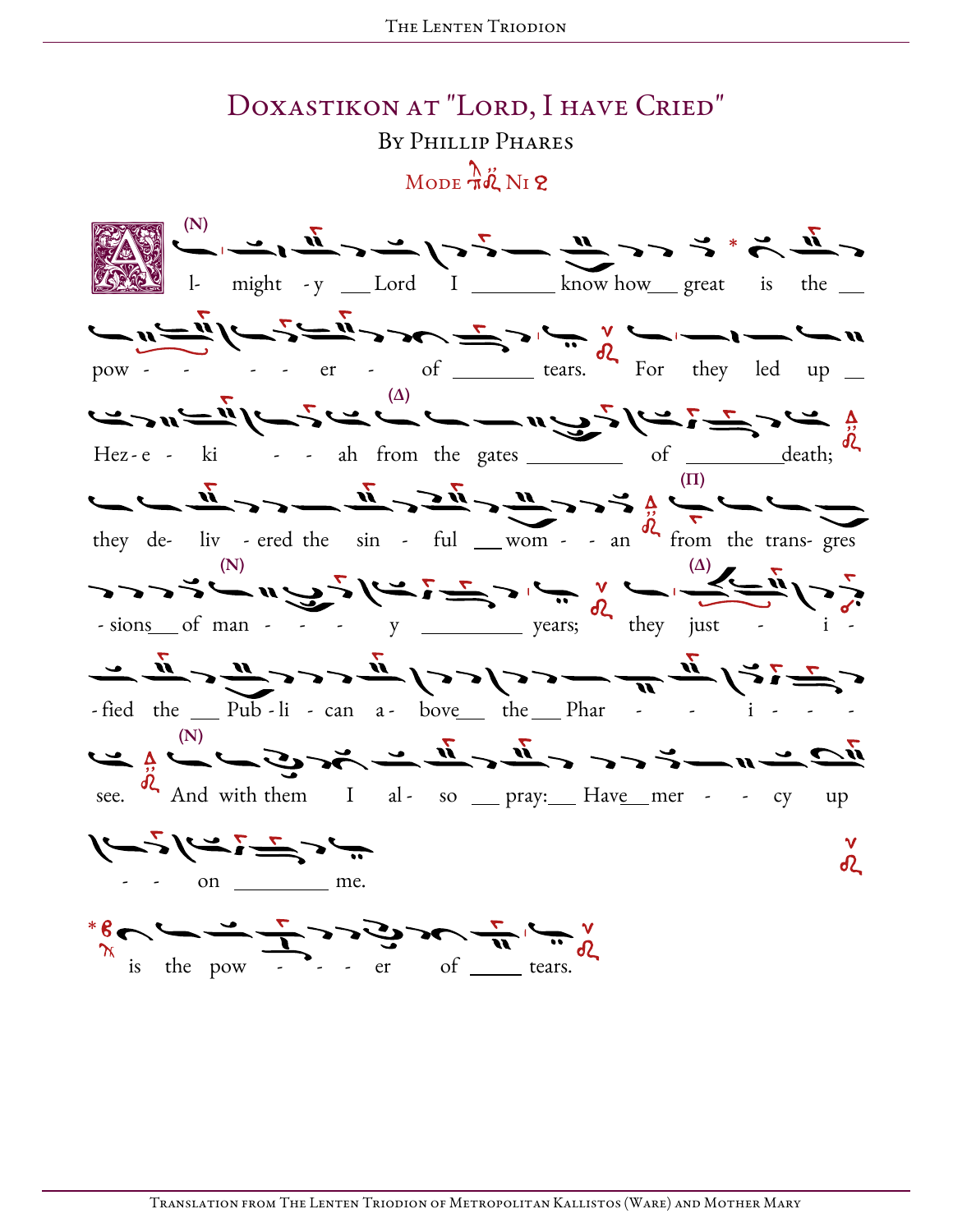# Doxastikon at "Lord, I have Cried"

### By Phillip Phares

Mode Ni

Almighty Lord I know how great is the power of tears. For they led up Hezekiah from the gates of death; they delivered the sinful woman from the transgressions of many years; they justified the Publican above the Pharisee. And with them I also pray: Have mercy upon me.

* is the power of tears.

Translation from The Lenten Triodion of Metropolitan Kallistos (Ware) and Mother Mary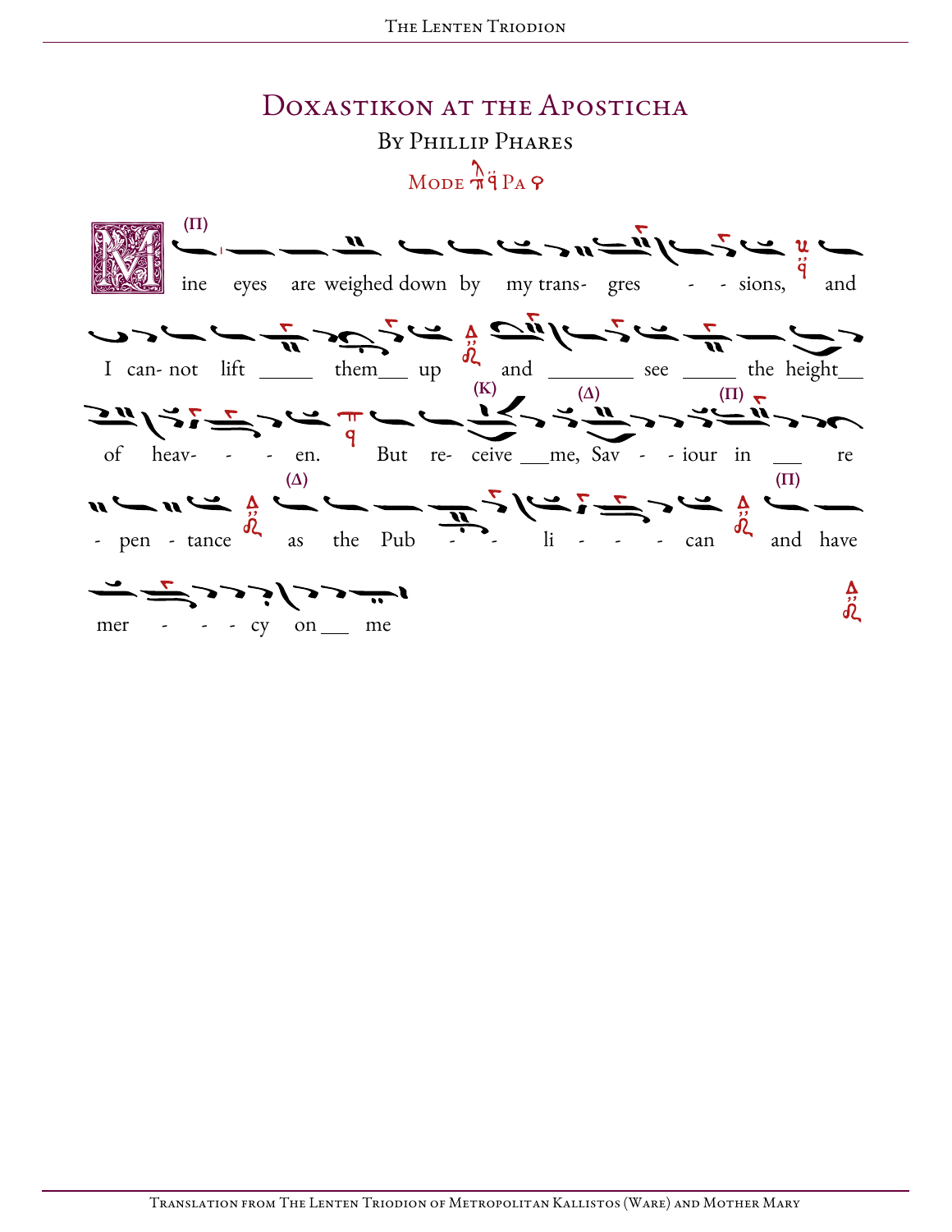# Doxastikon at the Aposticha

## By Phillip Phares

Mode Pa

(Π)

Mine eyes are weighed down by my trans- gres - - sions, and

I can- not lift ___ them___ up and ________ see _____ the height___

of heav- - - en. But re- (Κ) ceive ___me, (Δ) Sav - - iour (Π) in ___ re

- pen - tance (Δ) as the Pub - - li - - - can (Π) and have

mer - - - cy on___ me

Translation from The Lenten Triodion of Metropolitan Kallistos (Ware) and Mother Mary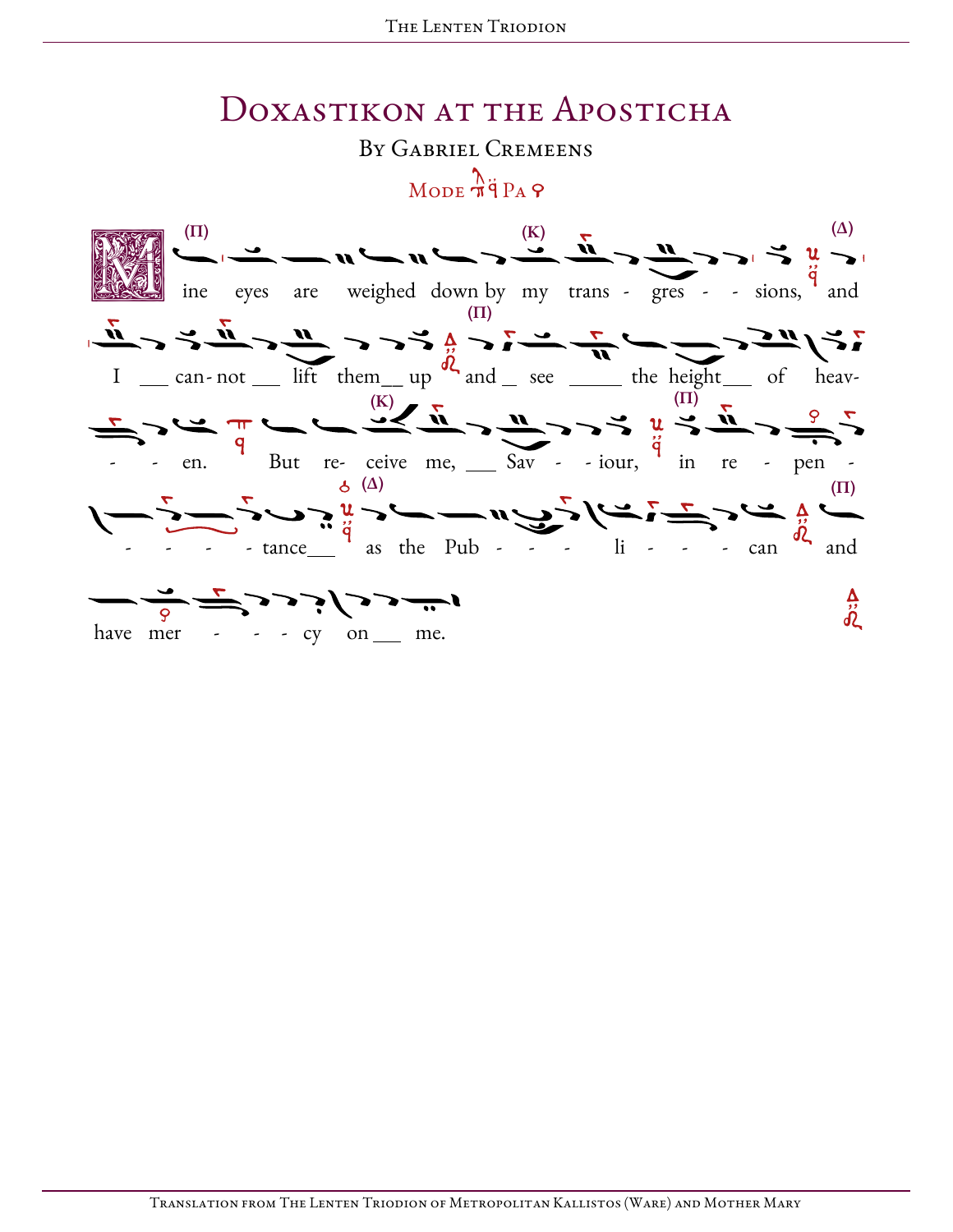# Doxastikon at the Aposticha

By Gabriel Cremeens

Mode Pa

Mine eyes are weighed down by my trans - gres - - sions, and I can-not lift them up and see the height of heav- - - en. But re- ceive me, Sav - - iour, in re - pen - - - - - tance as the Pub - - - li - - - - can and have mer - - - cy on me.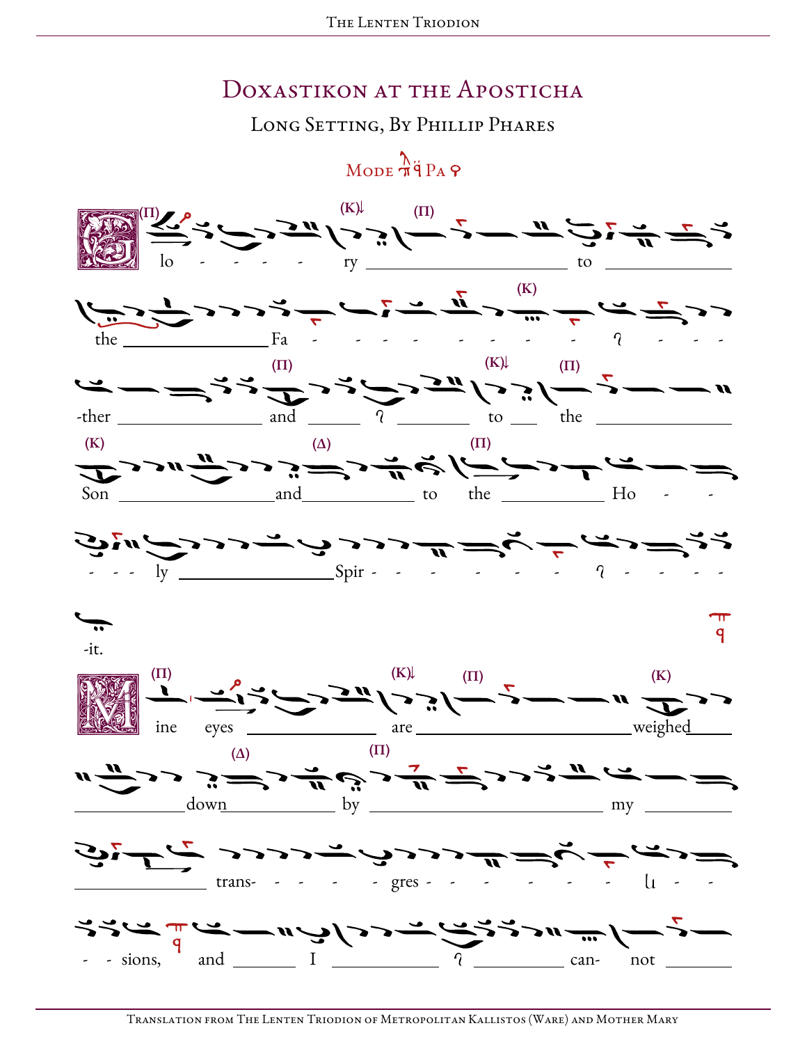# Doxastikon at the Aposticha

## Long Setting, By Phillip Phares

Mode $\pi\!\!\!\!\!\!\!\!\!\!\!$ Pa

Glo - - - - ry ___ to ___ the ___ Fa - - - - - - - - - - - - -ther ___ and ___ ___ to ___ the ___ Son ___ and ___ to the ___ Ho - - - - - ly ___ Spir - - - - - - - - - - - - -it.

Mine eyes ___ are ___ weighed ___ down ___ by ___ my ___ trans- - - - - - gres - - - - - - - - - - sions, and ___ I ___ ___ can- not ___

Translation from The Lenten Triodion of Metropolitan Kallistos (Ware) and Mother Mary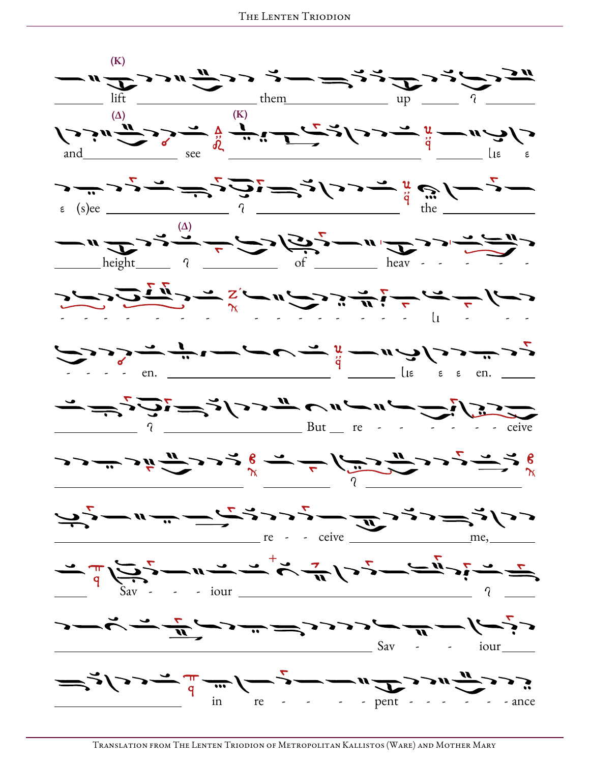(K)

lift them up ϛ

(Δ) (K)

and see

ιιε ε

ε (s)ee ϛ the

(Δ)

height ϛ of heav - - - - - -

- - - - - - - - - - - - - - ιι - - -

- - - - en. ιιε ε ε en.

ϛ But re - - - - - - ceive

ϛ

re - - ceive me,

Sav - - - iour ϛ

Sav - - iour

in re - - - - - pent - - - - - - ance

Translation from The Lenten Triodion of Metropolitan Kallistos (Ware) and Mother Mary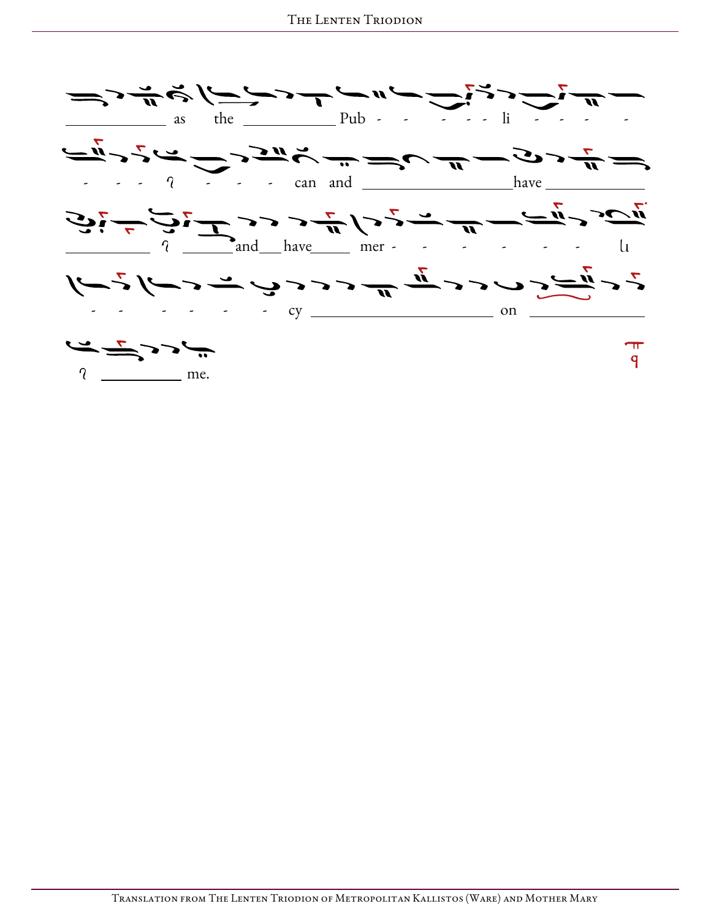as the Pub - - - - - li - - - -

- - - ʔ - - - can and have

ʔ and have mer - - - - - - ꞁι

- - - - - - cy on

ʔ me.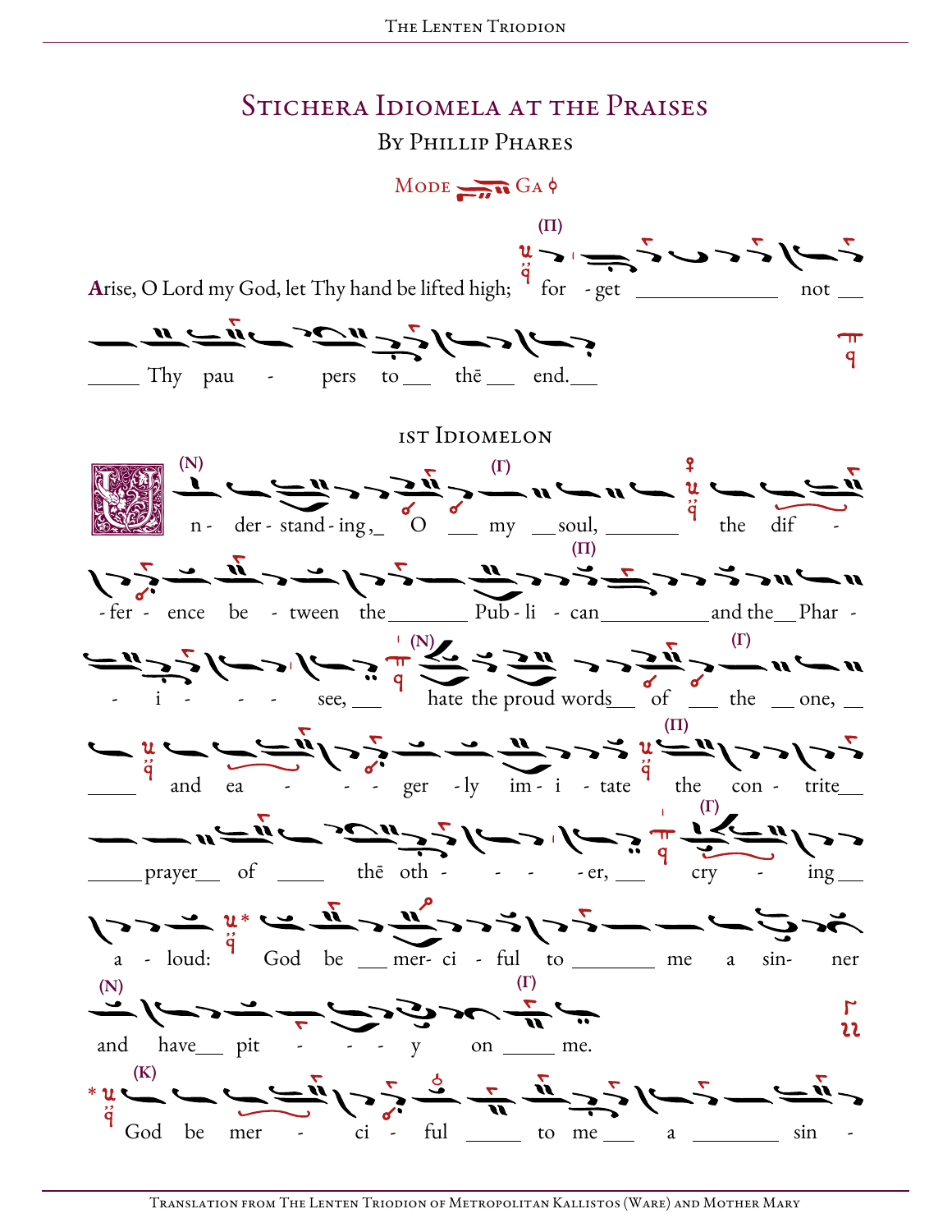# Stichera Idiomela at the Praises

By Phillip Phares

Mode Ga

**A**rise, O Lord my God, let Thy hand be lifted high; (Π) for - get not Thy pau - pers to the end.

## 1st Idiomelon

(N) Un - der - stand - ing, O my soul, (Γ) the dif - fer - ence be - tween the Pub - li - can (Π) and the Phar - i - see, (N) hate the proud words of the one, (Γ) and ea - ger - ly im - i - tate (Π) the con - trite prayer of the oth - er, (Γ) cry - ing a - loud: * God be mer - ci - ful to me a sin - ner (N) and have pit - y on (Γ) me.

* (K) God be mer - ci - ful to me a sin -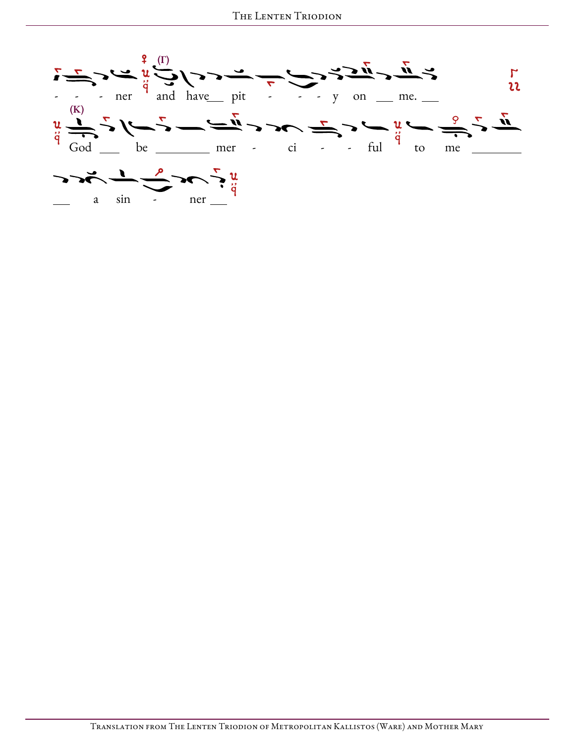- - - ner and have___ pit - - - y on ___ me. ___

(Γ)

(Κ)

God ___ be ________ mer - ci - - ful to me ________

___ a sin - ner ___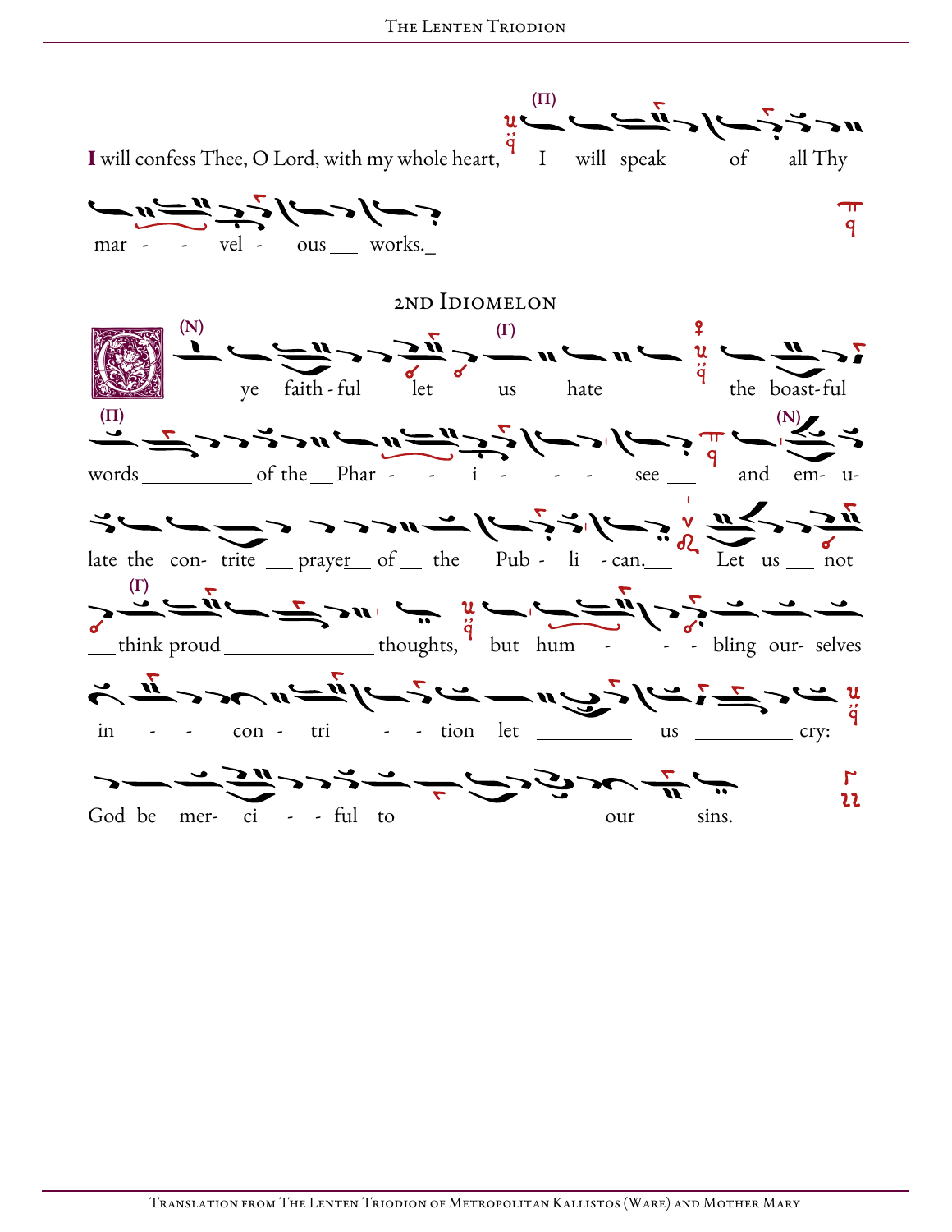I will confess Thee, O Lord, with my whole heart, I will speak ___ of ___ all Thy___ mar - - vel - ous ___ works.___

## 2nd Idiomelon

O ye faith - ful ___ let ___ us ___ hate ________ the boast-ful _ words __________ of the __ Phar - - i - - - see ___ and em- u- late the con- trite ___ prayer__ of__ the Pub - li - can.___ Let us ___ not ___ think proud ______________ thoughts, but hum - - - bling our- selves in - - con - tri - - tion let _________ us _________ cry: God be mer- ci - - ful to ________________ our _____ sins.

Translation from The Lenten Triodion of Metropolitan Kallistos (Ware) and Mother Mary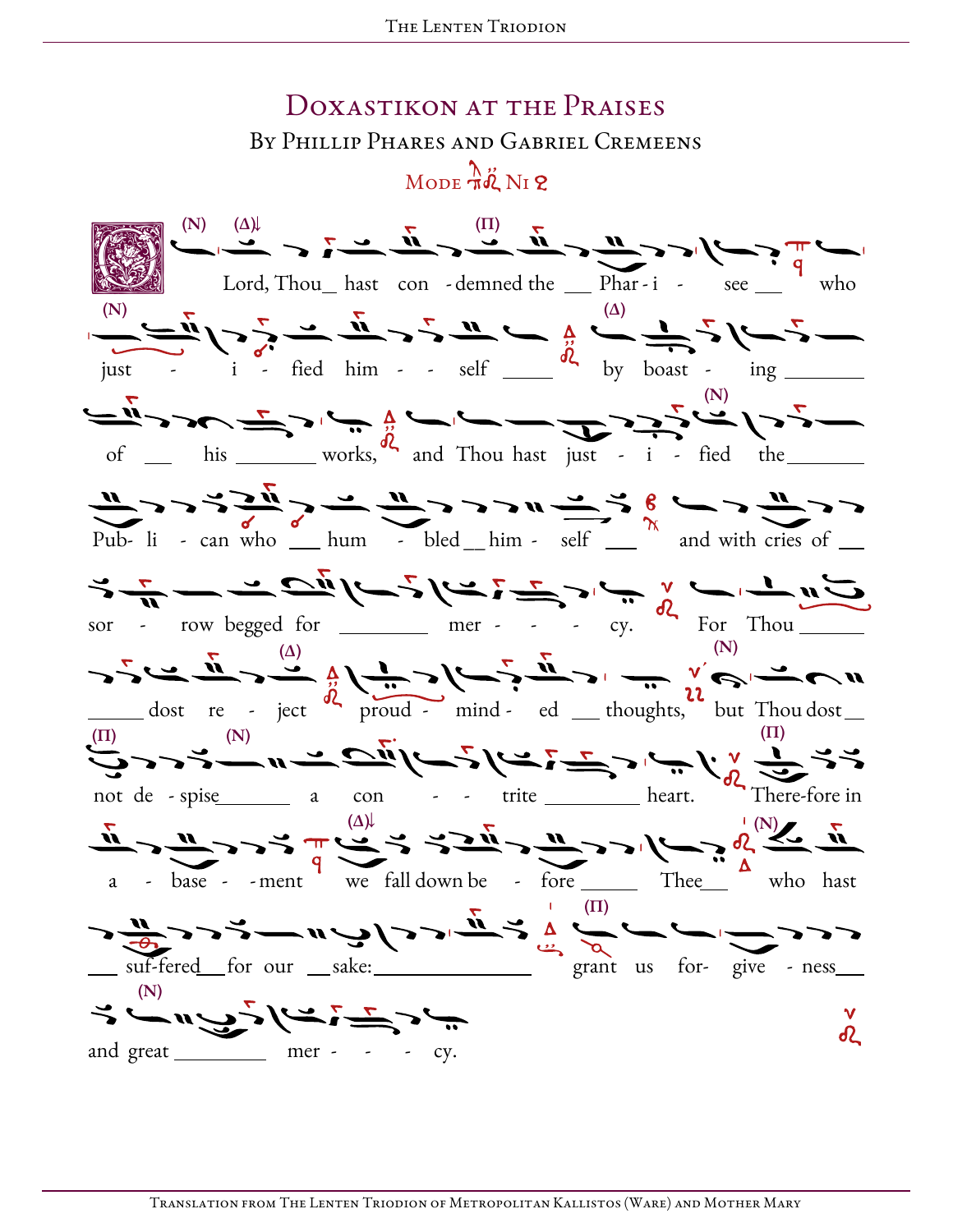# Doxastikon at the Praises

## By Phillip Phares and Gabriel Cremeens

Mode Ni

Lord, Thou hast condemned the Pharisee who justified himself by boasting of his works, and Thou hast justified the Publican who humbled himself and with cries of sorrow begged for mercy. For Thou dost reject proud-minded thoughts, but Thou dost not despise a contrite heart. Therefore in abasement we fall down before Thee who hast suffered for our sake: grant us forgiveness and great mercy.

Translation from The Lenten Triodion of Metropolitan Kallistos (Ware) and Mother Mary